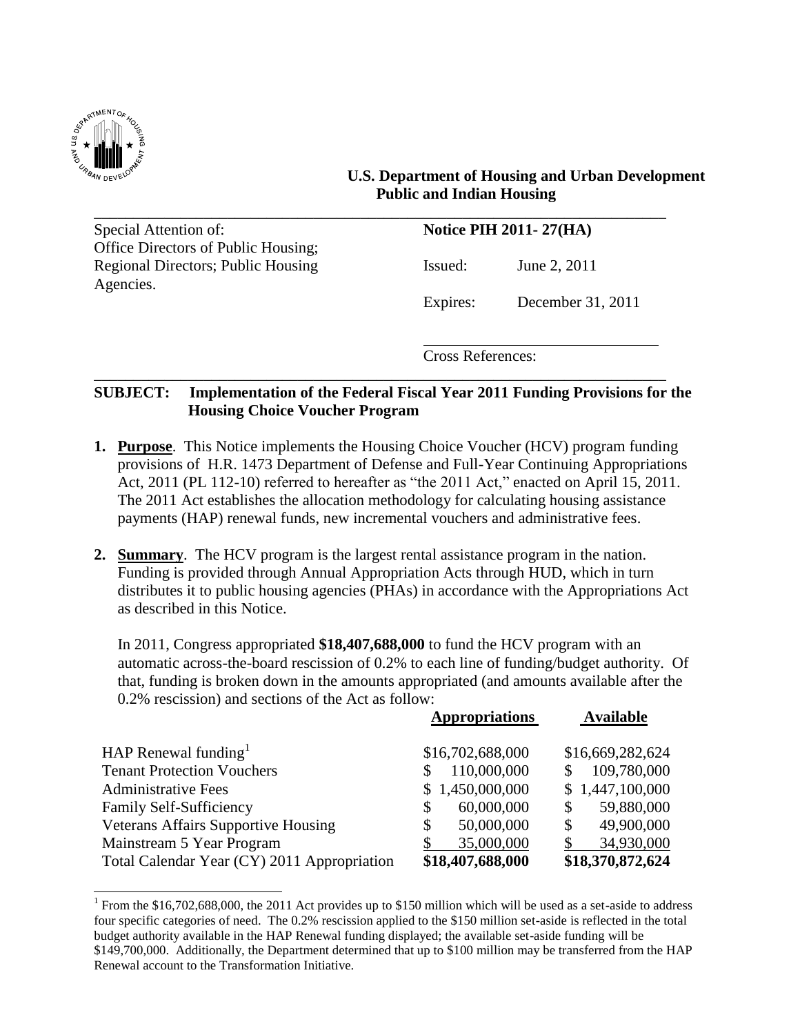**U.S. Department of Housing and Urban Development**
**Public and Indian Housing**

| Special Attention of: Office Directors of Public Housing; Regional Directors; Public Housing Agencies. | **Notice PIH 2011- 27(HA)** |
|---|---|
| | Issued: June 2, 2011 |
| | Expires: December 31, 2011 |
| | Cross References: |

**SUBJECT: Implementation of the Federal Fiscal Year 2011 Funding Provisions for the Housing Choice Voucher Program**

1. **Purpose**. This Notice implements the Housing Choice Voucher (HCV) program funding provisions of H.R. 1473 Department of Defense and Full-Year Continuing Appropriations Act, 2011 (PL 112-10) referred to hereafter as "the 2011 Act," enacted on April 15, 2011. The 2011 Act establishes the allocation methodology for calculating housing assistance payments (HAP) renewal funds, new incremental vouchers and administrative fees.

2. **Summary**. The HCV program is the largest rental assistance program in the nation. Funding is provided through Annual Appropriation Acts through HUD, which in turn distributes it to public housing agencies (PHAs) in accordance with the Appropriations Act as described in this Notice.

   In 2011, Congress appropriated **$18,407,688,000** to fund the HCV program with an automatic across-the-board rescission of 0.2% to each line of funding/budget authority. Of that, funding is broken down in the amounts appropriated (and amounts available after the 0.2% rescission) and sections of the Act as follow:

| | **Appropriations** | **Available** |
|---|---|---|
| HAP Renewal funding[1] | $16,702,688,000 | $16,669,282,624 |
| Tenant Protection Vouchers | $ 110,000,000 | $ 109,780,000 |
| Administrative Fees | $ 1,450,000,000 | $ 1,447,100,000 |
| Family Self-Sufficiency | $ 60,000,000 | $ 59,880,000 |
| Veterans Affairs Supportive Housing | $ 50,000,000 | $ 49,900,000 |
| Mainstream 5 Year Program | $ 35,000,000 | $ 34,930,000 |
| Total Calendar Year (CY) 2011 Appropriation | **$18,407,688,000** | **$18,370,872,624** |

[1] From the $16,702,688,000, the 2011 Act provides up to $150 million which will be used as a set-aside to address four specific categories of need. The 0.2% rescission applied to the $150 million set-aside is reflected in the total budget authority available in the HAP Renewal funding displayed; the available set-aside funding will be $149,700,000. Additionally, the Department determined that up to $100 million may be transferred from the HAP Renewal account to the Transformation Initiative.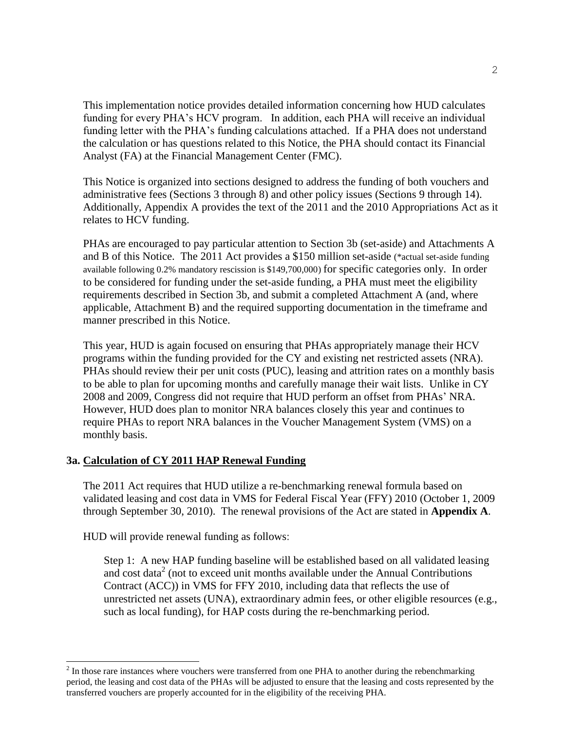This implementation notice provides detailed information concerning how HUD calculates funding for every PHA's HCV program. In addition, each PHA will receive an individual funding letter with the PHA's funding calculations attached. If a PHA does not understand the calculation or has questions related to this Notice, the PHA should contact its Financial Analyst (FA) at the Financial Management Center (FMC).

This Notice is organized into sections designed to address the funding of both vouchers and administrative fees (Sections 3 through 8) and other policy issues (Sections 9 through 14). Additionally, Appendix A provides the text of the 2011 and the 2010 Appropriations Act as it relates to HCV funding.

PHAs are encouraged to pay particular attention to Section 3b (set-aside) and Attachments A and B of this Notice. The 2011 Act provides a $150 million set-aside (*actual set-aside funding available following 0.2% mandatory rescission is $149,700,000) for specific categories only. In order to be considered for funding under the set-aside funding, a PHA must meet the eligibility requirements described in Section 3b, and submit a completed Attachment A (and, where applicable, Attachment B) and the required supporting documentation in the timeframe and manner prescribed in this Notice.

This year, HUD is again focused on ensuring that PHAs appropriately manage their HCV programs within the funding provided for the CY and existing net restricted assets (NRA). PHAs should review their per unit costs (PUC), leasing and attrition rates on a monthly basis to be able to plan for upcoming months and carefully manage their wait lists. Unlike in CY 2008 and 2009, Congress did not require that HUD perform an offset from PHAs' NRA. However, HUD does plan to monitor NRA balances closely this year and continues to require PHAs to report NRA balances in the Voucher Management System (VMS) on a monthly basis.

## 3a. Calculation of CY 2011 HAP Renewal Funding

The 2011 Act requires that HUD utilize a re-benchmarking renewal formula based on validated leasing and cost data in VMS for Federal Fiscal Year (FFY) 2010 (October 1, 2009 through September 30, 2010). The renewal provisions of the Act are stated in **Appendix A**.

HUD will provide renewal funding as follows:

Step 1: A new HAP funding baseline will be established based on all validated leasing and cost data[2] (not to exceed unit months available under the Annual Contributions Contract (ACC)) in VMS for FFY 2010, including data that reflects the use of unrestricted net assets (UNA), extraordinary admin fees, or other eligible resources (e.g., such as local funding), for HAP costs during the re-benchmarking period.

[2] In those rare instances where vouchers were transferred from one PHA to another during the rebenchmarking period, the leasing and cost data of the PHAs will be adjusted to ensure that the leasing and costs represented by the transferred vouchers are properly accounted for in the eligibility of the receiving PHA.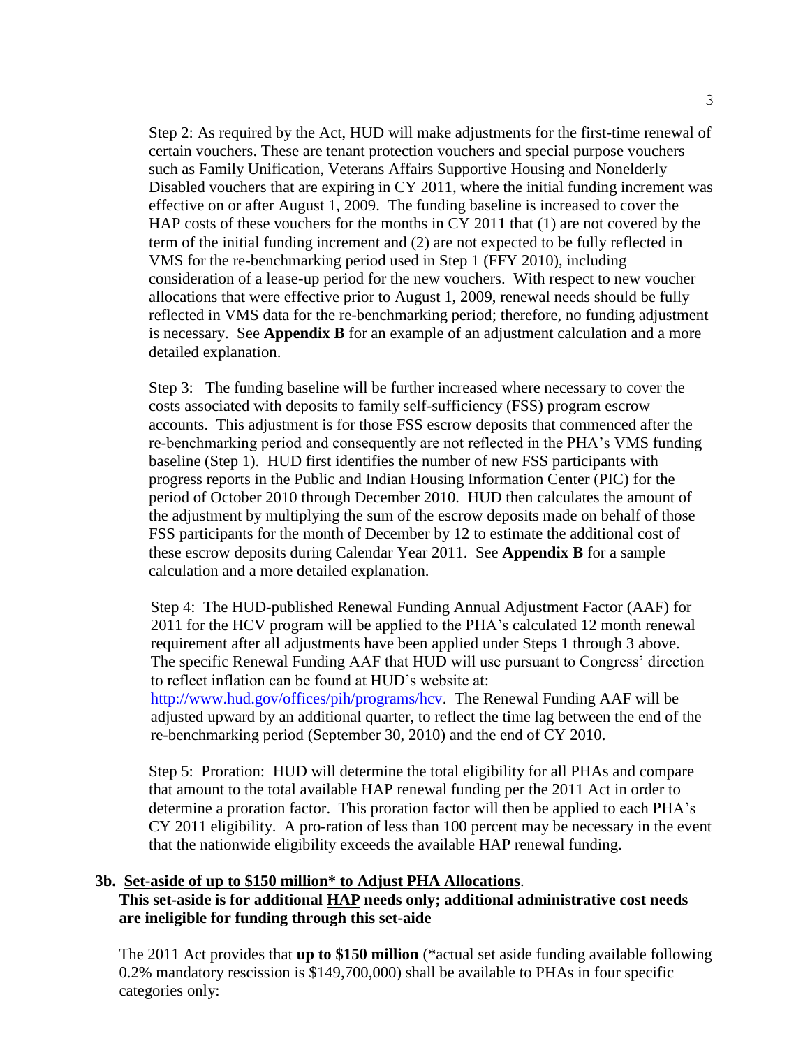Step 2: As required by the Act, HUD will make adjustments for the first-time renewal of certain vouchers. These are tenant protection vouchers and special purpose vouchers such as Family Unification, Veterans Affairs Supportive Housing and Nonelderly Disabled vouchers that are expiring in CY 2011, where the initial funding increment was effective on or after August 1, 2009. The funding baseline is increased to cover the HAP costs of these vouchers for the months in CY 2011 that (1) are not covered by the term of the initial funding increment and (2) are not expected to be fully reflected in VMS for the re-benchmarking period used in Step 1 (FFY 2010), including consideration of a lease-up period for the new vouchers. With respect to new voucher allocations that were effective prior to August 1, 2009, renewal needs should be fully reflected in VMS data for the re-benchmarking period; therefore, no funding adjustment is necessary. See **Appendix B** for an example of an adjustment calculation and a more detailed explanation.

Step 3: The funding baseline will be further increased where necessary to cover the costs associated with deposits to family self-sufficiency (FSS) program escrow accounts. This adjustment is for those FSS escrow deposits that commenced after the re-benchmarking period and consequently are not reflected in the PHA's VMS funding baseline (Step 1). HUD first identifies the number of new FSS participants with progress reports in the Public and Indian Housing Information Center (PIC) for the period of October 2010 through December 2010. HUD then calculates the amount of the adjustment by multiplying the sum of the escrow deposits made on behalf of those FSS participants for the month of December by 12 to estimate the additional cost of these escrow deposits during Calendar Year 2011. See **Appendix B** for a sample calculation and a more detailed explanation.

Step 4: The HUD-published Renewal Funding Annual Adjustment Factor (AAF) for 2011 for the HCV program will be applied to the PHA's calculated 12 month renewal requirement after all adjustments have been applied under Steps 1 through 3 above. The specific Renewal Funding AAF that HUD will use pursuant to Congress' direction to reflect inflation can be found at HUD's website at: http://www.hud.gov/offices/pih/programs/hcv. The Renewal Funding AAF will be adjusted upward by an additional quarter, to reflect the time lag between the end of the re-benchmarking period (September 30, 2010) and the end of CY 2010.

Step 5: Proration: HUD will determine the total eligibility for all PHAs and compare that amount to the total available HAP renewal funding per the 2011 Act in order to determine a proration factor. This proration factor will then be applied to each PHA's CY 2011 eligibility. A pro-ration of less than 100 percent may be necessary in the event that the nationwide eligibility exceeds the available HAP renewal funding.

### 3b. <u>Set-aside of up to $150 million* to Adjust PHA Allocations</u>.

**This set-aside is for additional <u>HAP</u> needs only; additional administrative cost needs are ineligible for funding through this set-aide**

The 2011 Act provides that **up to $150 million** (*actual set aside funding available following 0.2% mandatory rescission is $149,700,000) shall be available to PHAs in four specific categories only: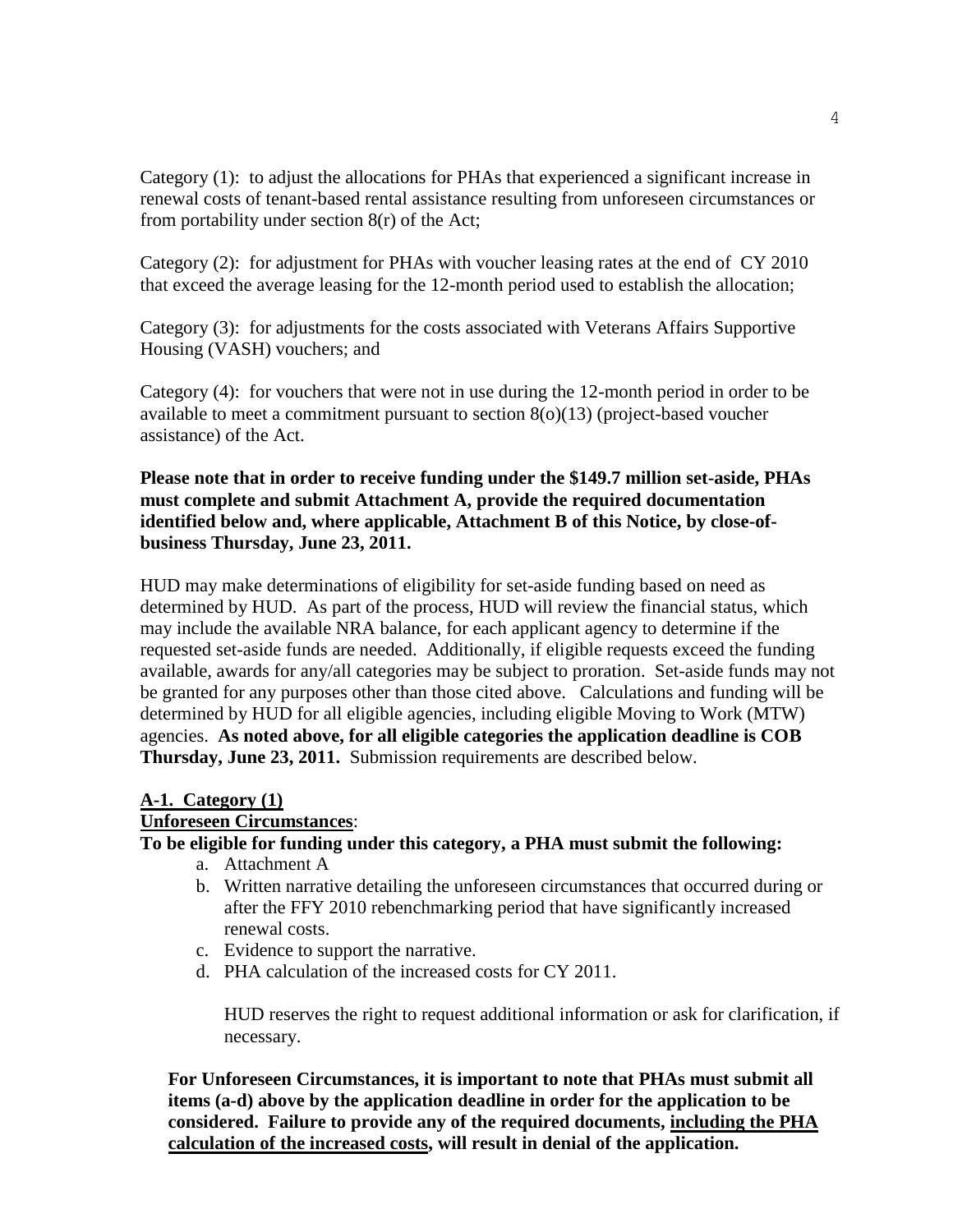Category (1): to adjust the allocations for PHAs that experienced a significant increase in renewal costs of tenant-based rental assistance resulting from unforeseen circumstances or from portability under section 8(r) of the Act;

Category (2): for adjustment for PHAs with voucher leasing rates at the end of CY 2010 that exceed the average leasing for the 12-month period used to establish the allocation;

Category (3): for adjustments for the costs associated with Veterans Affairs Supportive Housing (VASH) vouchers; and

Category (4): for vouchers that were not in use during the 12-month period in order to be available to meet a commitment pursuant to section 8(o)(13) (project-based voucher assistance) of the Act.

**Please note that in order to receive funding under the $149.7 million set-aside, PHAs must complete and submit Attachment A, provide the required documentation identified below and, where applicable, Attachment B of this Notice, by close-of-business Thursday, June 23, 2011.**

HUD may make determinations of eligibility for set-aside funding based on need as determined by HUD. As part of the process, HUD will review the financial status, which may include the available NRA balance, for each applicant agency to determine if the requested set-aside funds are needed. Additionally, if eligible requests exceed the funding available, awards for any/all categories may be subject to proration. Set-aside funds may not be granted for any purposes other than those cited above. Calculations and funding will be determined by HUD for all eligible agencies, including eligible Moving to Work (MTW) agencies. **As noted above, for all eligible categories the application deadline is COB Thursday, June 23, 2011.** Submission requirements are described below.

**A-1. Category (1)**

**Unforeseen Circumstances**:

**To be eligible for funding under this category, a PHA must submit the following:**

a. Attachment A
b. Written narrative detailing the unforeseen circumstances that occurred during or after the FFY 2010 rebenchmarking period that have significantly increased renewal costs.
c. Evidence to support the narrative.
d. PHA calculation of the increased costs for CY 2011.

HUD reserves the right to request additional information or ask for clarification, if necessary.

**For Unforeseen Circumstances, it is important to note that PHAs must submit all items (a-d) above by the application deadline in order for the application to be considered. Failure to provide any of the required documents, <u>including the PHA calculation of the increased costs</u>, will result in denial of the application.**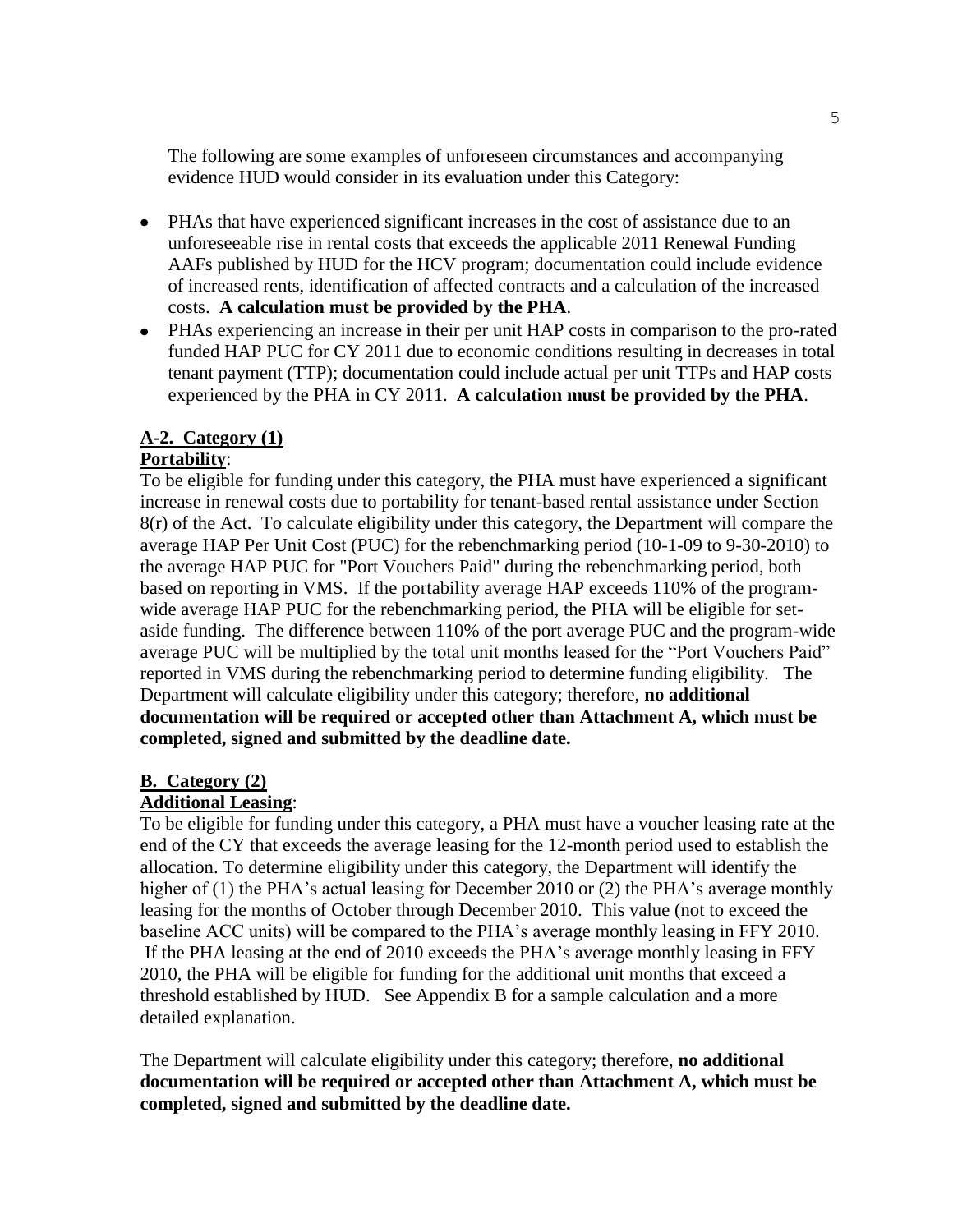The following are some examples of unforeseen circumstances and accompanying evidence HUD would consider in its evaluation under this Category:

- PHAs that have experienced significant increases in the cost of assistance due to an unforeseeable rise in rental costs that exceeds the applicable 2011 Renewal Funding AAFs published by HUD for the HCV program; documentation could include evidence of increased rents, identification of affected contracts and a calculation of the increased costs. **A calculation must be provided by the PHA**.
- PHAs experiencing an increase in their per unit HAP costs in comparison to the pro-rated funded HAP PUC for CY 2011 due to economic conditions resulting in decreases in total tenant payment (TTP); documentation could include actual per unit TTPs and HAP costs experienced by the PHA in CY 2011. **A calculation must be provided by the PHA**.

**A-2. Category (1)**

**Portability**:

To be eligible for funding under this category, the PHA must have experienced a significant increase in renewal costs due to portability for tenant-based rental assistance under Section 8(r) of the Act. To calculate eligibility under this category, the Department will compare the average HAP Per Unit Cost (PUC) for the rebenchmarking period (10-1-09 to 9-30-2010) to the average HAP PUC for "Port Vouchers Paid" during the rebenchmarking period, both based on reporting in VMS. If the portability average HAP exceeds 110% of the program-wide average HAP PUC for the rebenchmarking period, the PHA will be eligible for set-aside funding. The difference between 110% of the port average PUC and the program-wide average PUC will be multiplied by the total unit months leased for the "Port Vouchers Paid" reported in VMS during the rebenchmarking period to determine funding eligibility. The Department will calculate eligibility under this category; therefore, **no additional documentation will be required or accepted other than Attachment A, which must be completed, signed and submitted by the deadline date.**

**B. Category (2)**

**Additional Leasing**:

To be eligible for funding under this category, a PHA must have a voucher leasing rate at the end of the CY that exceeds the average leasing for the 12-month period used to establish the allocation. To determine eligibility under this category, the Department will identify the higher of (1) the PHA's actual leasing for December 2010 or (2) the PHA's average monthly leasing for the months of October through December 2010. This value (not to exceed the baseline ACC units) will be compared to the PHA's average monthly leasing in FFY 2010. If the PHA leasing at the end of 2010 exceeds the PHA's average monthly leasing in FFY 2010, the PHA will be eligible for funding for the additional unit months that exceed a threshold established by HUD. See Appendix B for a sample calculation and a more detailed explanation.

The Department will calculate eligibility under this category; therefore, **no additional documentation will be required or accepted other than Attachment A, which must be completed, signed and submitted by the deadline date.**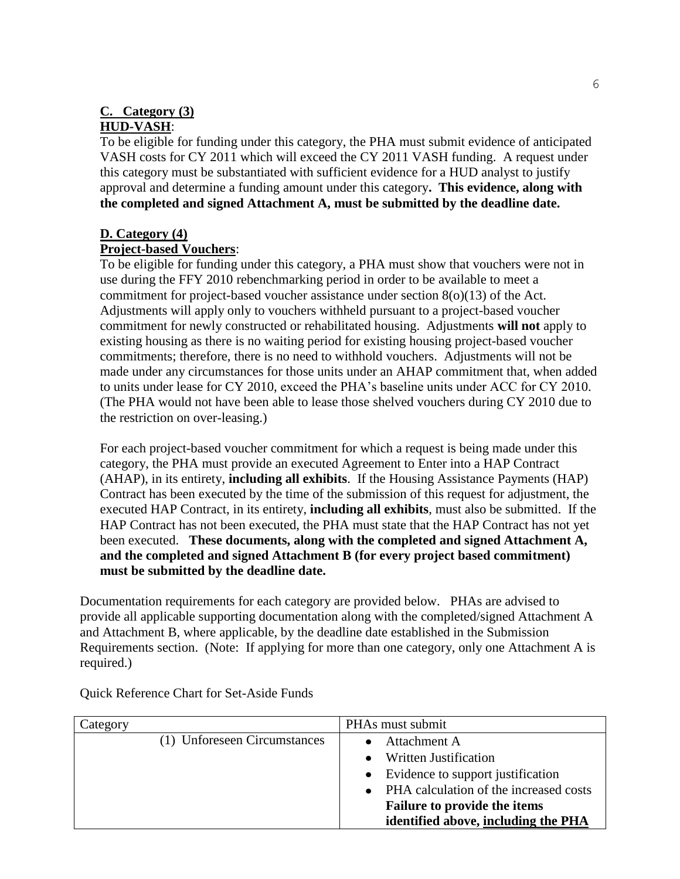**C. Category (3)**
**HUD-VASH**:

To be eligible for funding under this category, the PHA must submit evidence of anticipated VASH costs for CY 2011 which will exceed the CY 2011 VASH funding. A request under this category must be substantiated with sufficient evidence for a HUD analyst to justify approval and determine a funding amount under this category**. This evidence, along with the completed and signed Attachment A, must be submitted by the deadline date.**

**D. Category (4)**
**Project-based Vouchers**:

To be eligible for funding under this category, a PHA must show that vouchers were not in use during the FFY 2010 rebenchmarking period in order to be available to meet a commitment for project-based voucher assistance under section 8(o)(13) of the Act. Adjustments will apply only to vouchers withheld pursuant to a project-based voucher commitment for newly constructed or rehabilitated housing. Adjustments **will not** apply to existing housing as there is no waiting period for existing housing project-based voucher commitments; therefore, there is no need to withhold vouchers. Adjustments will not be made under any circumstances for those units under an AHAP commitment that, when added to units under lease for CY 2010, exceed the PHA's baseline units under ACC for CY 2010. (The PHA would not have been able to lease those shelved vouchers during CY 2010 due to the restriction on over-leasing.)

For each project-based voucher commitment for which a request is being made under this category, the PHA must provide an executed Agreement to Enter into a HAP Contract (AHAP), in its entirety, **including all exhibits**. If the Housing Assistance Payments (HAP) Contract has been executed by the time of the submission of this request for adjustment, the executed HAP Contract, in its entirety, **including all exhibits**, must also be submitted. If the HAP Contract has not been executed, the PHA must state that the HAP Contract has not yet been executed. **These documents, along with the completed and signed Attachment A, and the completed and signed Attachment B (for every project based commitment) must be submitted by the deadline date.**

Documentation requirements for each category are provided below. PHAs are advised to provide all applicable supporting documentation along with the completed/signed Attachment A and Attachment B, where applicable, by the deadline date established in the Submission Requirements section. (Note: If applying for more than one category, only one Attachment A is required.)

Quick Reference Chart for Set-Aside Funds

| Category | PHAs must submit |
|---|---|
| (1) Unforeseen Circumstances | • Attachment A<br>• Written Justification<br>• Evidence to support justification<br>• PHA calculation of the increased costs<br>**Failure to provide the items identified above, <u>including the PHA</u>** |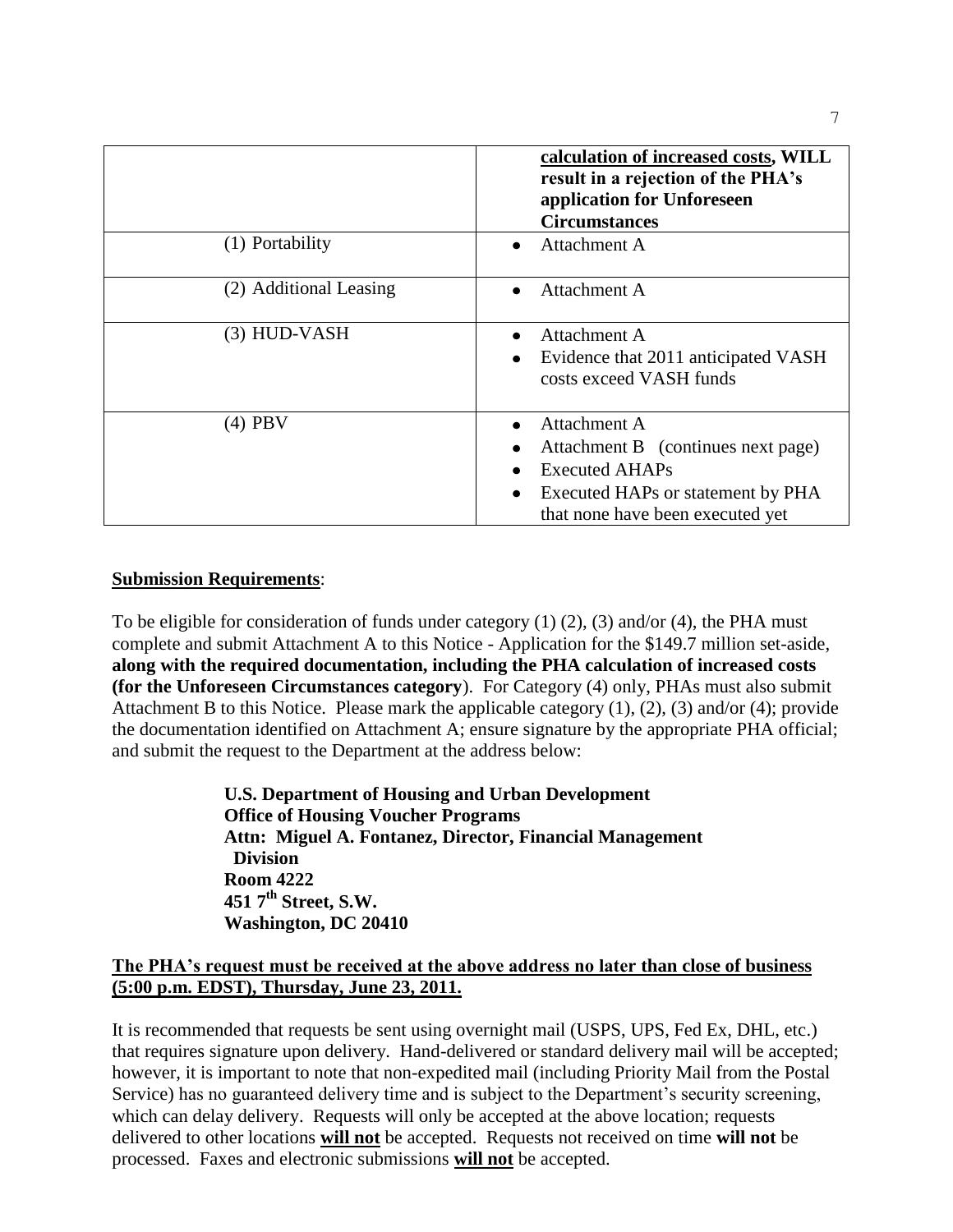| | **calculation of increased costs, WILL result in a rejection of the PHA's application for Unforeseen Circumstances** |
|---|---|
| (1) Portability | • Attachment A |
| (2) Additional Leasing | • Attachment A |
| (3) HUD-VASH | • Attachment A<br>• Evidence that 2011 anticipated VASH costs exceed VASH funds |
| (4) PBV | • Attachment A<br>• Attachment B (continues next page)<br>• Executed AHAPs<br>• Executed HAPs or statement by PHA that none have been executed yet |

**Submission Requirements**:

To be eligible for consideration of funds under category (1) (2), (3) and/or (4), the PHA must complete and submit Attachment A to this Notice - Application for the $149.7 million set-aside, **along with the required documentation, including the PHA calculation of increased costs (for the Unforeseen Circumstances category**). For Category (4) only, PHAs must also submit Attachment B to this Notice. Please mark the applicable category (1), (2), (3) and/or (4); provide the documentation identified on Attachment A; ensure signature by the appropriate PHA official; and submit the request to the Department at the address below:

**U.S. Department of Housing and Urban Development**
**Office of Housing Voucher Programs**
**Attn: Miguel A. Fontanez, Director, Financial Management Division**
**Room 4222**
**451 7th Street, S.W.**
**Washington, DC 20410**

**The PHA's request must be received at the above address no later than close of business (5:00 p.m. EDST), Thursday, June 23, 2011.**

It is recommended that requests be sent using overnight mail (USPS, UPS, Fed Ex, DHL, etc.) that requires signature upon delivery. Hand-delivered or standard delivery mail will be accepted; however, it is important to note that non-expedited mail (including Priority Mail from the Postal Service) has no guaranteed delivery time and is subject to the Department's security screening, which can delay delivery. Requests will only be accepted at the above location; requests delivered to other locations **will not** be accepted. Requests not received on time **will not** be processed. Faxes and electronic submissions **will not** be accepted.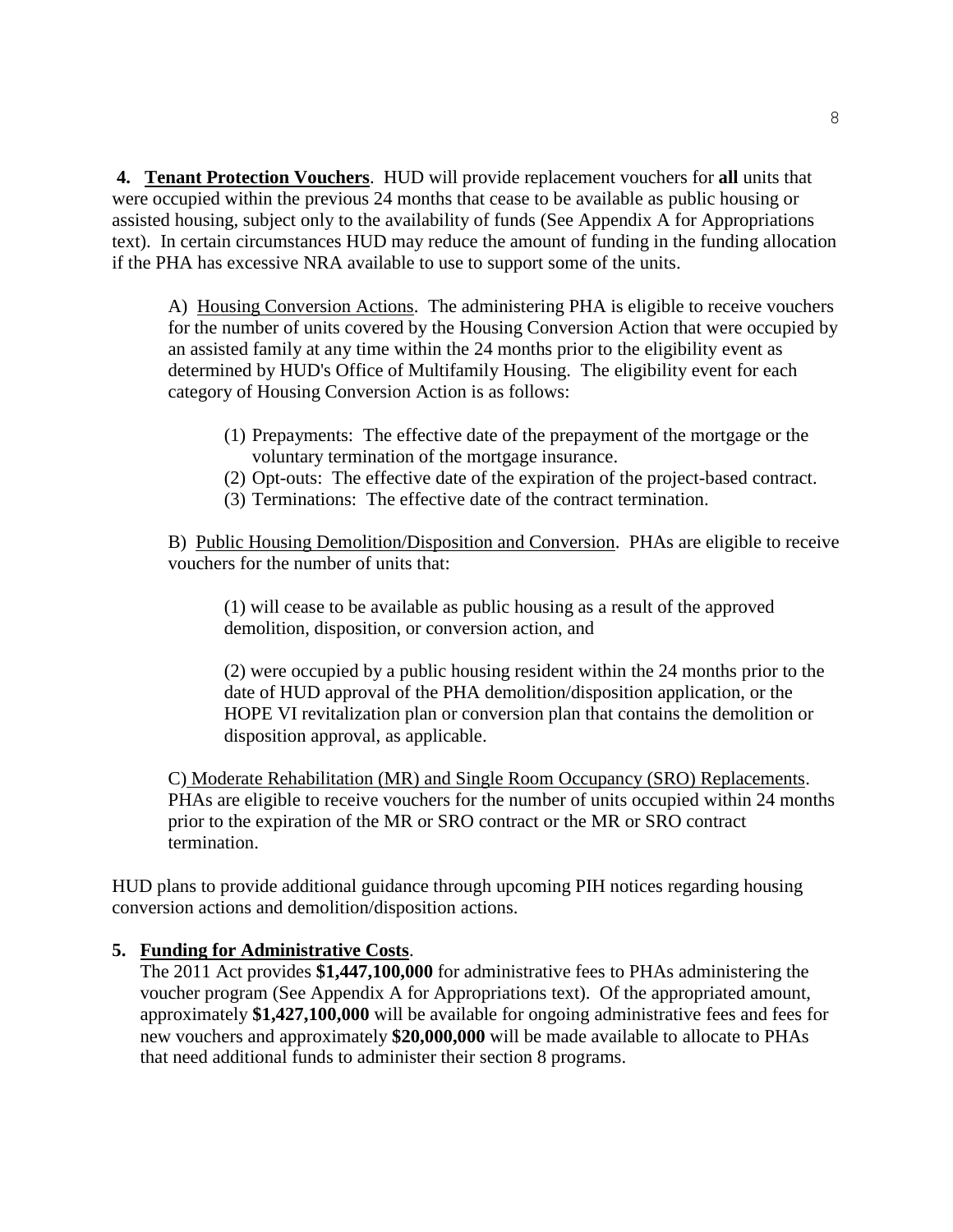**4. <u>Tenant Protection Vouchers</u>**. HUD will provide replacement vouchers for **all** units that were occupied within the previous 24 months that cease to be available as public housing or assisted housing, subject only to the availability of funds (See Appendix A for Appropriations text). In certain circumstances HUD may reduce the amount of funding in the funding allocation if the PHA has excessive NRA available to use to support some of the units.

A) <u>Housing Conversion Actions</u>. The administering PHA is eligible to receive vouchers for the number of units covered by the Housing Conversion Action that were occupied by an assisted family at any time within the 24 months prior to the eligibility event as determined by HUD's Office of Multifamily Housing. The eligibility event for each category of Housing Conversion Action is as follows:

(1) Prepayments: The effective date of the prepayment of the mortgage or the voluntary termination of the mortgage insurance.
(2) Opt-outs: The effective date of the expiration of the project-based contract.
(3) Terminations: The effective date of the contract termination.

B) <u>Public Housing Demolition/Disposition and Conversion</u>. PHAs are eligible to receive vouchers for the number of units that:

(1) will cease to be available as public housing as a result of the approved demolition, disposition, or conversion action, and

(2) were occupied by a public housing resident within the 24 months prior to the date of HUD approval of the PHA demolition/disposition application, or the HOPE VI revitalization plan or conversion plan that contains the demolition or disposition approval, as applicable.

C) <u>Moderate Rehabilitation (MR) and Single Room Occupancy (SRO) Replacements</u>. PHAs are eligible to receive vouchers for the number of units occupied within 24 months prior to the expiration of the MR or SRO contract or the MR or SRO contract termination.

HUD plans to provide additional guidance through upcoming PIH notices regarding housing conversion actions and demolition/disposition actions.

**5. <u>Funding for Administrative Costs</u>**.

The 2011 Act provides **$1,447,100,000** for administrative fees to PHAs administering the voucher program (See Appendix A for Appropriations text). Of the appropriated amount, approximately **$1,427,100,000** will be available for ongoing administrative fees and fees for new vouchers and approximately **$20,000,000** will be made available to allocate to PHAs that need additional funds to administer their section 8 programs.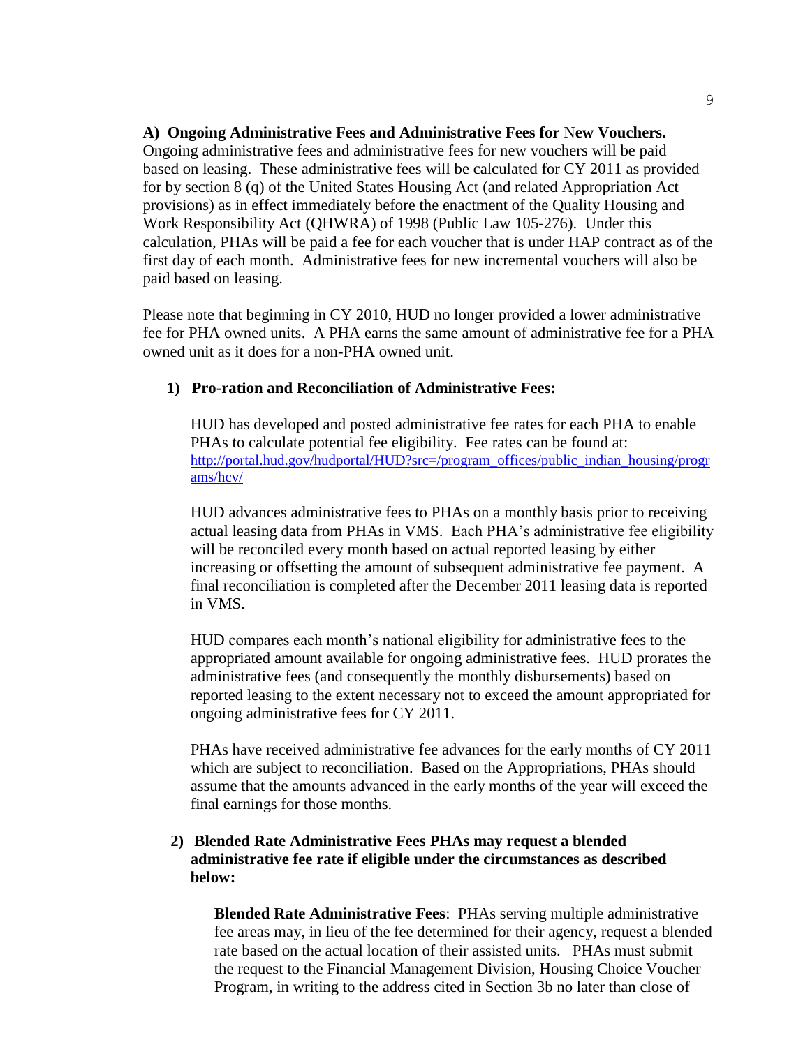**A) Ongoing Administrative Fees and Administrative Fees for New Vouchers.** Ongoing administrative fees and administrative fees for new vouchers will be paid based on leasing. These administrative fees will be calculated for CY 2011 as provided for by section 8 (q) of the United States Housing Act (and related Appropriation Act provisions) as in effect immediately before the enactment of the Quality Housing and Work Responsibility Act (QHWRA) of 1998 (Public Law 105-276). Under this calculation, PHAs will be paid a fee for each voucher that is under HAP contract as of the first day of each month. Administrative fees for new incremental vouchers will also be paid based on leasing.

Please note that beginning in CY 2010, HUD no longer provided a lower administrative fee for PHA owned units. A PHA earns the same amount of administrative fee for a PHA owned unit as it does for a non-PHA owned unit.

1) **Pro-ration and Reconciliation of Administrative Fees:**

   HUD has developed and posted administrative fee rates for each PHA to enable PHAs to calculate potential fee eligibility. Fee rates can be found at: [http://portal.hud.gov/hudportal/HUD?src=/program_offices/public_indian_housing/programs/hcv/](http://portal.hud.gov/hudportal/HUD?src=/program_offices/public_indian_housing/programs/hcv/)

   HUD advances administrative fees to PHAs on a monthly basis prior to receiving actual leasing data from PHAs in VMS. Each PHA's administrative fee eligibility will be reconciled every month based on actual reported leasing by either increasing or offsetting the amount of subsequent administrative fee payment. A final reconciliation is completed after the December 2011 leasing data is reported in VMS.

   HUD compares each month's national eligibility for administrative fees to the appropriated amount available for ongoing administrative fees. HUD prorates the administrative fees (and consequently the monthly disbursements) based on reported leasing to the extent necessary not to exceed the amount appropriated for ongoing administrative fees for CY 2011.

   PHAs have received administrative fee advances for the early months of CY 2011 which are subject to reconciliation. Based on the Appropriations, PHAs should assume that the amounts advanced in the early months of the year will exceed the final earnings for those months.

2) **Blended Rate Administrative Fees PHAs may request a blended administrative fee rate if eligible under the circumstances as described below:**

   **Blended Rate Administrative Fees**: PHAs serving multiple administrative fee areas may, in lieu of the fee determined for their agency, request a blended rate based on the actual location of their assisted units. PHAs must submit the request to the Financial Management Division, Housing Choice Voucher Program, in writing to the address cited in Section 3b no later than close of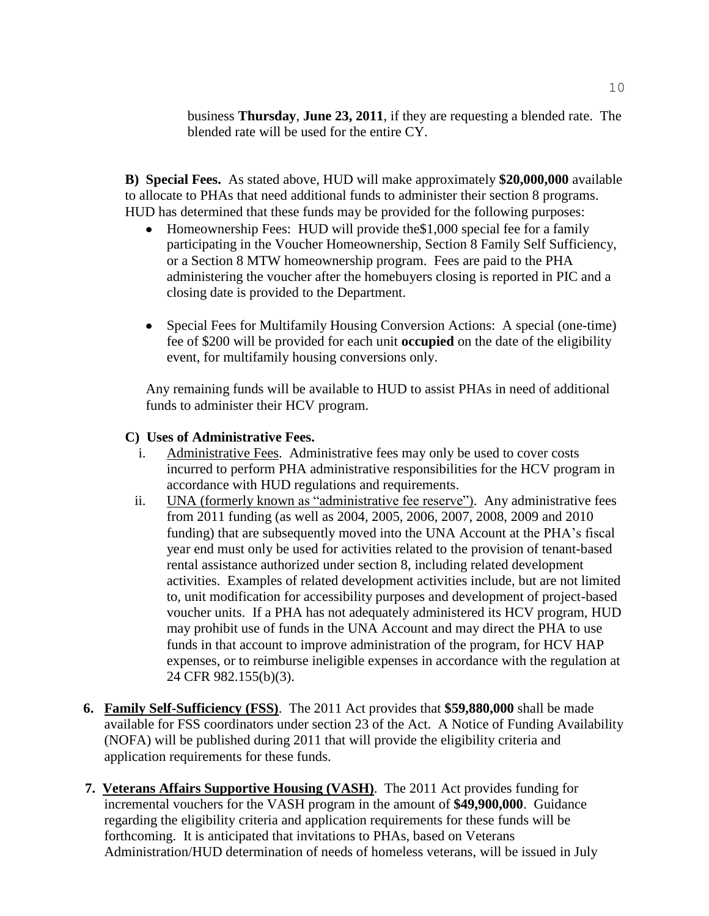business **Thursday**, **June 23, 2011**, if they are requesting a blended rate. The blended rate will be used for the entire CY.

**B) Special Fees.** As stated above, HUD will make approximately **$20,000,000** available to allocate to PHAs that need additional funds to administer their section 8 programs. HUD has determined that these funds may be provided for the following purposes:

- Homeownership Fees: HUD will provide the$1,000 special fee for a family participating in the Voucher Homeownership, Section 8 Family Self Sufficiency, or a Section 8 MTW homeownership program. Fees are paid to the PHA administering the voucher after the homebuyers closing is reported in PIC and a closing date is provided to the Department.

- Special Fees for Multifamily Housing Conversion Actions: A special (one-time) fee of $200 will be provided for each unit **occupied** on the date of the eligibility event, for multifamily housing conversions only.

Any remaining funds will be available to HUD to assist PHAs in need of additional funds to administer their HCV program.

**C) Uses of Administrative Fees.**

i. <u>Administrative Fees</u>. Administrative fees may only be used to cover costs incurred to perform PHA administrative responsibilities for the HCV program in accordance with HUD regulations and requirements.

ii. <u>UNA (formerly known as "administrative fee reserve")</u>. Any administrative fees from 2011 funding (as well as 2004, 2005, 2006, 2007, 2008, 2009 and 2010 funding) that are subsequently moved into the UNA Account at the PHA's fiscal year end must only be used for activities related to the provision of tenant-based rental assistance authorized under section 8, including related development activities. Examples of related development activities include, but are not limited to, unit modification for accessibility purposes and development of project-based voucher units. If a PHA has not adequately administered its HCV program, HUD may prohibit use of funds in the UNA Account and may direct the PHA to use funds in that account to improve administration of the program, for HCV HAP expenses, or to reimburse ineligible expenses in accordance with the regulation at 24 CFR 982.155(b)(3).

**6. <u>Family Self-Sufficiency (FSS)</u>**. The 2011 Act provides that **$59,880,000** shall be made available for FSS coordinators under section 23 of the Act. A Notice of Funding Availability (NOFA) will be published during 2011 that will provide the eligibility criteria and application requirements for these funds.

**7. <u>Veterans Affairs Supportive Housing (VASH)</u>**. The 2011 Act provides funding for incremental vouchers for the VASH program in the amount of **$49,900,000**. Guidance regarding the eligibility criteria and application requirements for these funds will be forthcoming. It is anticipated that invitations to PHAs, based on Veterans Administration/HUD determination of needs of homeless veterans, will be issued in July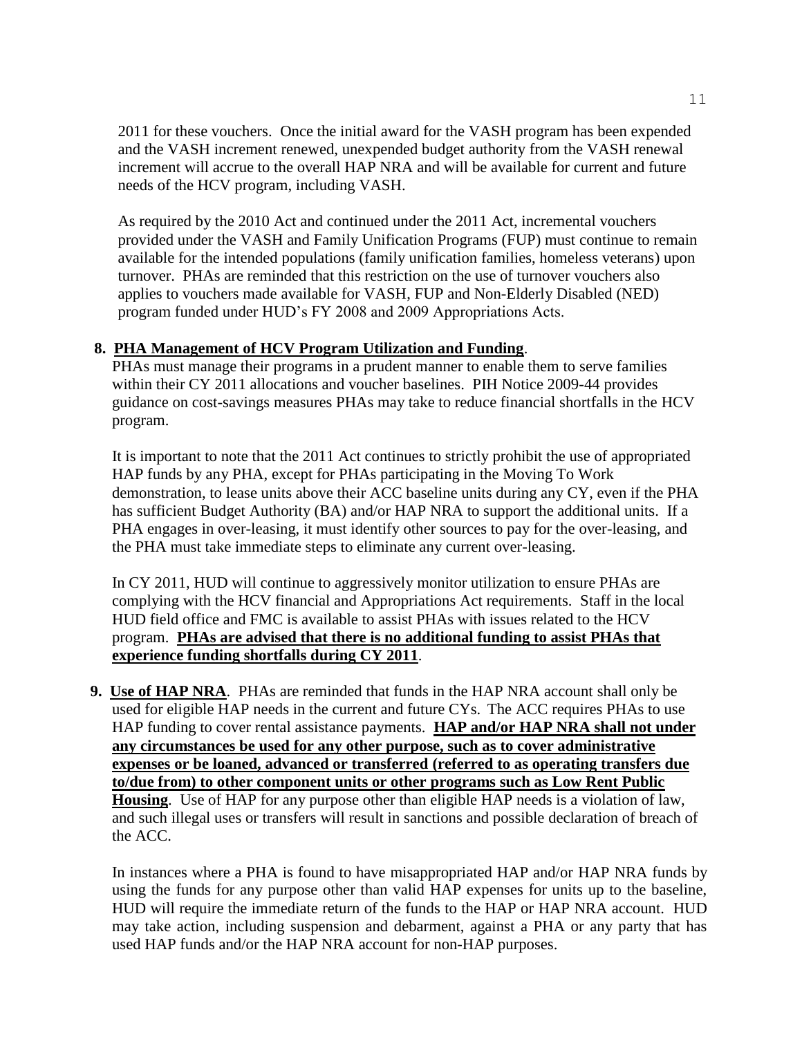2011 for these vouchers. Once the initial award for the VASH program has been expended and the VASH increment renewed, unexpended budget authority from the VASH renewal increment will accrue to the overall HAP NRA and will be available for current and future needs of the HCV program, including VASH.

As required by the 2010 Act and continued under the 2011 Act, incremental vouchers provided under the VASH and Family Unification Programs (FUP) must continue to remain available for the intended populations (family unification families, homeless veterans) upon turnover. PHAs are reminded that this restriction on the use of turnover vouchers also applies to vouchers made available for VASH, FUP and Non-Elderly Disabled (NED) program funded under HUD's FY 2008 and 2009 Appropriations Acts.

**8. <u>PHA Management of HCV Program Utilization and Funding</u>**.
PHAs must manage their programs in a prudent manner to enable them to serve families within their CY 2011 allocations and voucher baselines. PIH Notice 2009-44 provides guidance on cost-savings measures PHAs may take to reduce financial shortfalls in the HCV program.

It is important to note that the 2011 Act continues to strictly prohibit the use of appropriated HAP funds by any PHA, except for PHAs participating in the Moving To Work demonstration, to lease units above their ACC baseline units during any CY, even if the PHA has sufficient Budget Authority (BA) and/or HAP NRA to support the additional units. If a PHA engages in over-leasing, it must identify other sources to pay for the over-leasing, and the PHA must take immediate steps to eliminate any current over-leasing.

In CY 2011, HUD will continue to aggressively monitor utilization to ensure PHAs are complying with the HCV financial and Appropriations Act requirements. Staff in the local HUD field office and FMC is available to assist PHAs with issues related to the HCV program. **<u>PHAs are advised that there is no additional funding to assist PHAs that experience funding shortfalls during CY 2011</u>**.

**9. <u>Use of HAP NRA</u>**. PHAs are reminded that funds in the HAP NRA account shall only be used for eligible HAP needs in the current and future CYs. The ACC requires PHAs to use HAP funding to cover rental assistance payments. **<u>HAP and/or HAP NRA shall not under any circumstances be used for any other purpose, such as to cover administrative expenses or be loaned, advanced or transferred (referred to as operating transfers due to/due from) to other component units or other programs such as Low Rent Public Housing</u>**. Use of HAP for any purpose other than eligible HAP needs is a violation of law, and such illegal uses or transfers will result in sanctions and possible declaration of breach of the ACC.

In instances where a PHA is found to have misappropriated HAP and/or HAP NRA funds by using the funds for any purpose other than valid HAP expenses for units up to the baseline, HUD will require the immediate return of the funds to the HAP or HAP NRA account. HUD may take action, including suspension and debarment, against a PHA or any party that has used HAP funds and/or the HAP NRA account for non-HAP purposes.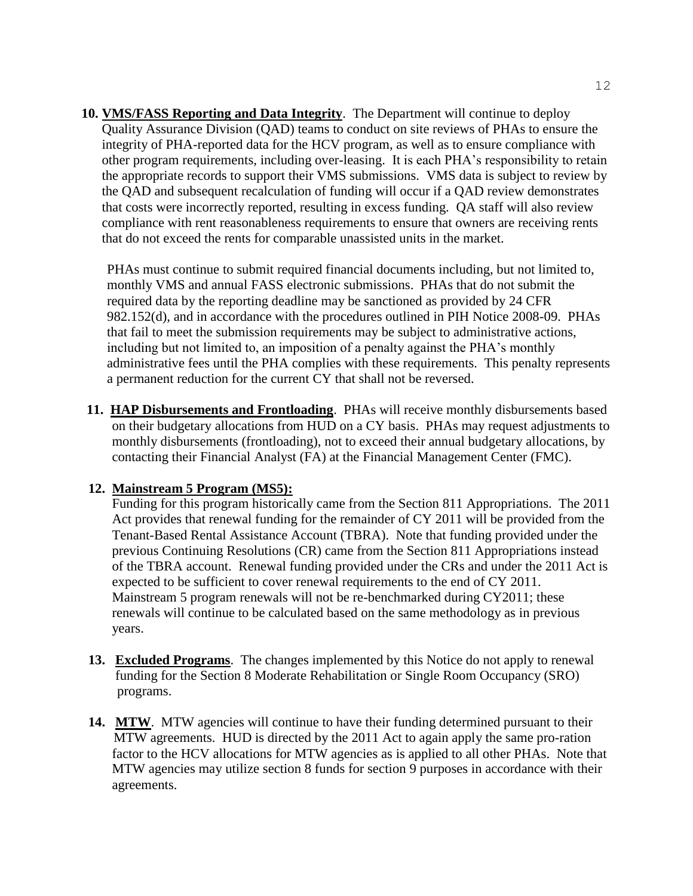10. **VMS/FASS Reporting and Data Integrity**. The Department will continue to deploy Quality Assurance Division (QAD) teams to conduct on site reviews of PHAs to ensure the integrity of PHA-reported data for the HCV program, as well as to ensure compliance with other program requirements, including over-leasing. It is each PHA's responsibility to retain the appropriate records to support their VMS submissions. VMS data is subject to review by the QAD and subsequent recalculation of funding will occur if a QAD review demonstrates that costs were incorrectly reported, resulting in excess funding. QA staff will also review compliance with rent reasonableness requirements to ensure that owners are receiving rents that do not exceed the rents for comparable unassisted units in the market.

    PHAs must continue to submit required financial documents including, but not limited to, monthly VMS and annual FASS electronic submissions. PHAs that do not submit the required data by the reporting deadline may be sanctioned as provided by 24 CFR 982.152(d), and in accordance with the procedures outlined in PIH Notice 2008-09. PHAs that fail to meet the submission requirements may be subject to administrative actions, including but not limited to, an imposition of a penalty against the PHA's monthly administrative fees until the PHA complies with these requirements. This penalty represents a permanent reduction for the current CY that shall not be reversed.

11. **HAP Disbursements and Frontloading**. PHAs will receive monthly disbursements based on their budgetary allocations from HUD on a CY basis. PHAs may request adjustments to monthly disbursements (frontloading), not to exceed their annual budgetary allocations, by contacting their Financial Analyst (FA) at the Financial Management Center (FMC).

12. **Mainstream 5 Program (MS5):**
    Funding for this program historically came from the Section 811 Appropriations. The 2011 Act provides that renewal funding for the remainder of CY 2011 will be provided from the Tenant-Based Rental Assistance Account (TBRA). Note that funding provided under the previous Continuing Resolutions (CR) came from the Section 811 Appropriations instead of the TBRA account. Renewal funding provided under the CRs and under the 2011 Act is expected to be sufficient to cover renewal requirements to the end of CY 2011. Mainstream 5 program renewals will not be re-benchmarked during CY2011; these renewals will continue to be calculated based on the same methodology as in previous years.

13. **Excluded Programs**. The changes implemented by this Notice do not apply to renewal funding for the Section 8 Moderate Rehabilitation or Single Room Occupancy (SRO) programs.

14. **MTW**. MTW agencies will continue to have their funding determined pursuant to their MTW agreements. HUD is directed by the 2011 Act to again apply the same pro-ration factor to the HCV allocations for MTW agencies as is applied to all other PHAs. Note that MTW agencies may utilize section 8 funds for section 9 purposes in accordance with their agreements.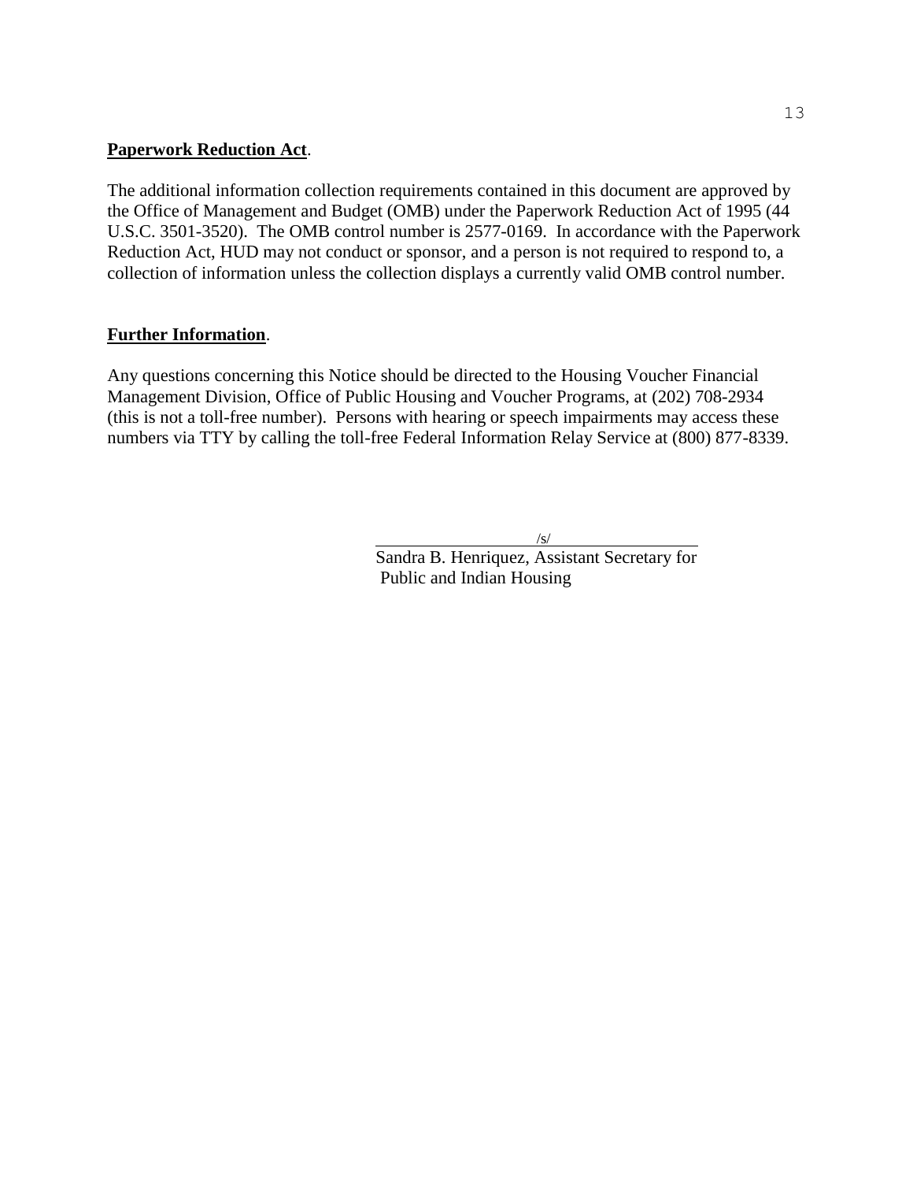**Paperwork Reduction Act**.

The additional information collection requirements contained in this document are approved by the Office of Management and Budget (OMB) under the Paperwork Reduction Act of 1995 (44 U.S.C. 3501-3520). The OMB control number is 2577-0169. In accordance with the Paperwork Reduction Act, HUD may not conduct or sponsor, and a person is not required to respond to, a collection of information unless the collection displays a currently valid OMB control number.

**Further Information**.

Any questions concerning this Notice should be directed to the Housing Voucher Financial Management Division, Office of Public Housing and Voucher Programs, at (202) 708-2934 (this is not a toll-free number). Persons with hearing or speech impairments may access these numbers via TTY by calling the toll-free Federal Information Relay Service at (800) 877-8339.

/s/

Sandra B. Henriquez, Assistant Secretary for Public and Indian Housing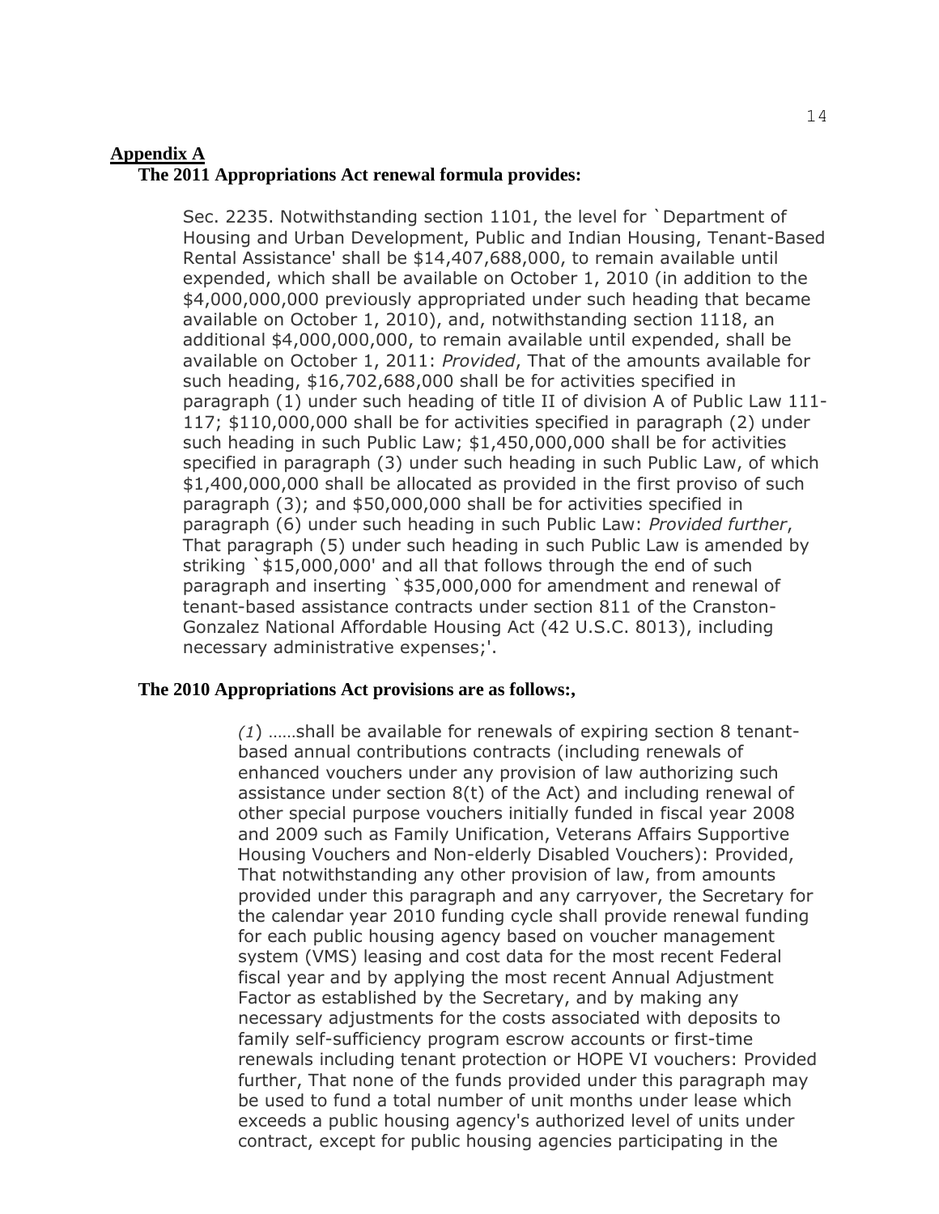**Appendix A**

**The 2011 Appropriations Act renewal formula provides:**

> Sec. 2235. Notwithstanding section 1101, the level for `Department of Housing and Urban Development, Public and Indian Housing, Tenant-Based Rental Assistance' shall be $14,407,688,000, to remain available until expended, which shall be available on October 1, 2010 (in addition to the $4,000,000,000 previously appropriated under such heading that became available on October 1, 2010), and, notwithstanding section 1118, an additional $4,000,000,000, to remain available until expended, shall be available on October 1, 2011: *Provided*, That of the amounts available for such heading, $16,702,688,000 shall be for activities specified in paragraph (1) under such heading of title II of division A of Public Law 111-117; $110,000,000 shall be for activities specified in paragraph (2) under such heading in such Public Law; $1,450,000,000 shall be for activities specified in paragraph (3) under such heading in such Public Law, of which $1,400,000,000 shall be allocated as provided in the first proviso of such paragraph (3); and $50,000,000 shall be for activities specified in paragraph (6) under such heading in such Public Law: *Provided further*, That paragraph (5) under such heading in such Public Law is amended by striking `$15,000,000' and all that follows through the end of such paragraph and inserting `$35,000,000 for amendment and renewal of tenant-based assistance contracts under section 811 of the Cranston-Gonzalez National Affordable Housing Act (42 U.S.C. 8013), including necessary administrative expenses;'.

**The 2010 Appropriations Act provisions are as follows:,**

> *(1*) ……shall be available for renewals of expiring section 8 tenant-based annual contributions contracts (including renewals of enhanced vouchers under any provision of law authorizing such assistance under section 8(t) of the Act) and including renewal of other special purpose vouchers initially funded in fiscal year 2008 and 2009 such as Family Unification, Veterans Affairs Supportive Housing Vouchers and Non-elderly Disabled Vouchers): Provided, That notwithstanding any other provision of law, from amounts provided under this paragraph and any carryover, the Secretary for the calendar year 2010 funding cycle shall provide renewal funding for each public housing agency based on voucher management system (VMS) leasing and cost data for the most recent Federal fiscal year and by applying the most recent Annual Adjustment Factor as established by the Secretary, and by making any necessary adjustments for the costs associated with deposits to family self-sufficiency program escrow accounts or first-time renewals including tenant protection or HOPE VI vouchers: Provided further, That none of the funds provided under this paragraph may be used to fund a total number of unit months under lease which exceeds a public housing agency's authorized level of units under contract, except for public housing agencies participating in the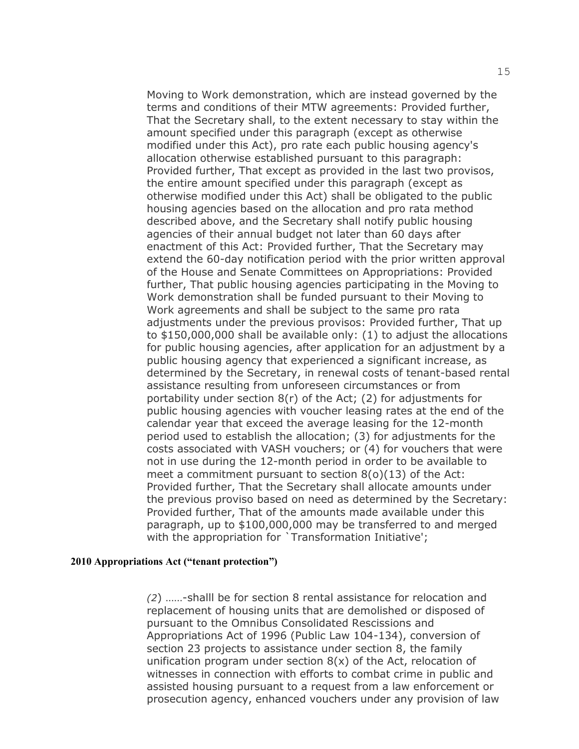Moving to Work demonstration, which are instead governed by the terms and conditions of their MTW agreements: Provided further, That the Secretary shall, to the extent necessary to stay within the amount specified under this paragraph (except as otherwise modified under this Act), pro rate each public housing agency's allocation otherwise established pursuant to this paragraph: Provided further, That except as provided in the last two provisos, the entire amount specified under this paragraph (except as otherwise modified under this Act) shall be obligated to the public housing agencies based on the allocation and pro rata method described above, and the Secretary shall notify public housing agencies of their annual budget not later than 60 days after enactment of this Act: Provided further, That the Secretary may extend the 60-day notification period with the prior written approval of the House and Senate Committees on Appropriations: Provided further, That public housing agencies participating in the Moving to Work demonstration shall be funded pursuant to their Moving to Work agreements and shall be subject to the same pro rata adjustments under the previous provisos: Provided further, That up to $150,000,000 shall be available only: (1) to adjust the allocations for public housing agencies, after application for an adjustment by a public housing agency that experienced a significant increase, as determined by the Secretary, in renewal costs of tenant-based rental assistance resulting from unforeseen circumstances or from portability under section 8(r) of the Act; (2) for adjustments for public housing agencies with voucher leasing rates at the end of the calendar year that exceed the average leasing for the 12-month period used to establish the allocation; (3) for adjustments for the costs associated with VASH vouchers; or (4) for vouchers that were not in use during the 12-month period in order to be available to meet a commitment pursuant to section 8(o)(13) of the Act: Provided further, That the Secretary shall allocate amounts under the previous proviso based on need as determined by the Secretary: Provided further, That of the amounts made available under this paragraph, up to $100,000,000 may be transferred to and merged with the appropriation for `Transformation Initiative';

**2010 Appropriations Act ("tenant protection")**

*(2*) ……-shalll be for section 8 rental assistance for relocation and replacement of housing units that are demolished or disposed of pursuant to the Omnibus Consolidated Rescissions and Appropriations Act of 1996 (Public Law 104-134), conversion of section 23 projects to assistance under section 8, the family unification program under section 8(x) of the Act, relocation of witnesses in connection with efforts to combat crime in public and assisted housing pursuant to a request from a law enforcement or prosecution agency, enhanced vouchers under any provision of law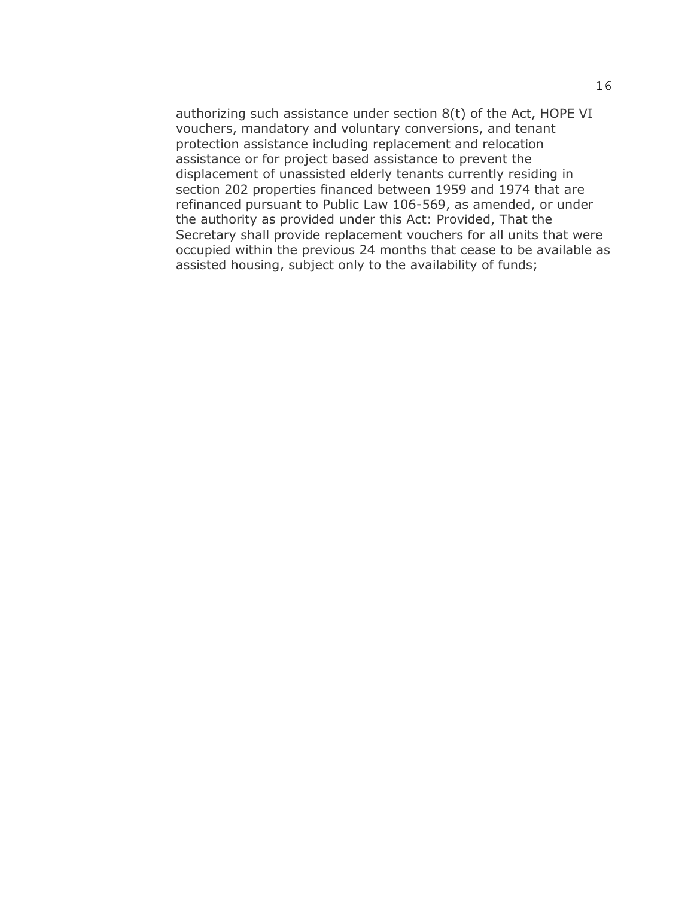authorizing such assistance under section 8(t) of the Act, HOPE VI vouchers, mandatory and voluntary conversions, and tenant protection assistance including replacement and relocation assistance or for project based assistance to prevent the displacement of unassisted elderly tenants currently residing in section 202 properties financed between 1959 and 1974 that are refinanced pursuant to Public Law 106-569, as amended, or under the authority as provided under this Act: Provided, That the Secretary shall provide replacement vouchers for all units that were occupied within the previous 24 months that cease to be available as assisted housing, subject only to the availability of funds;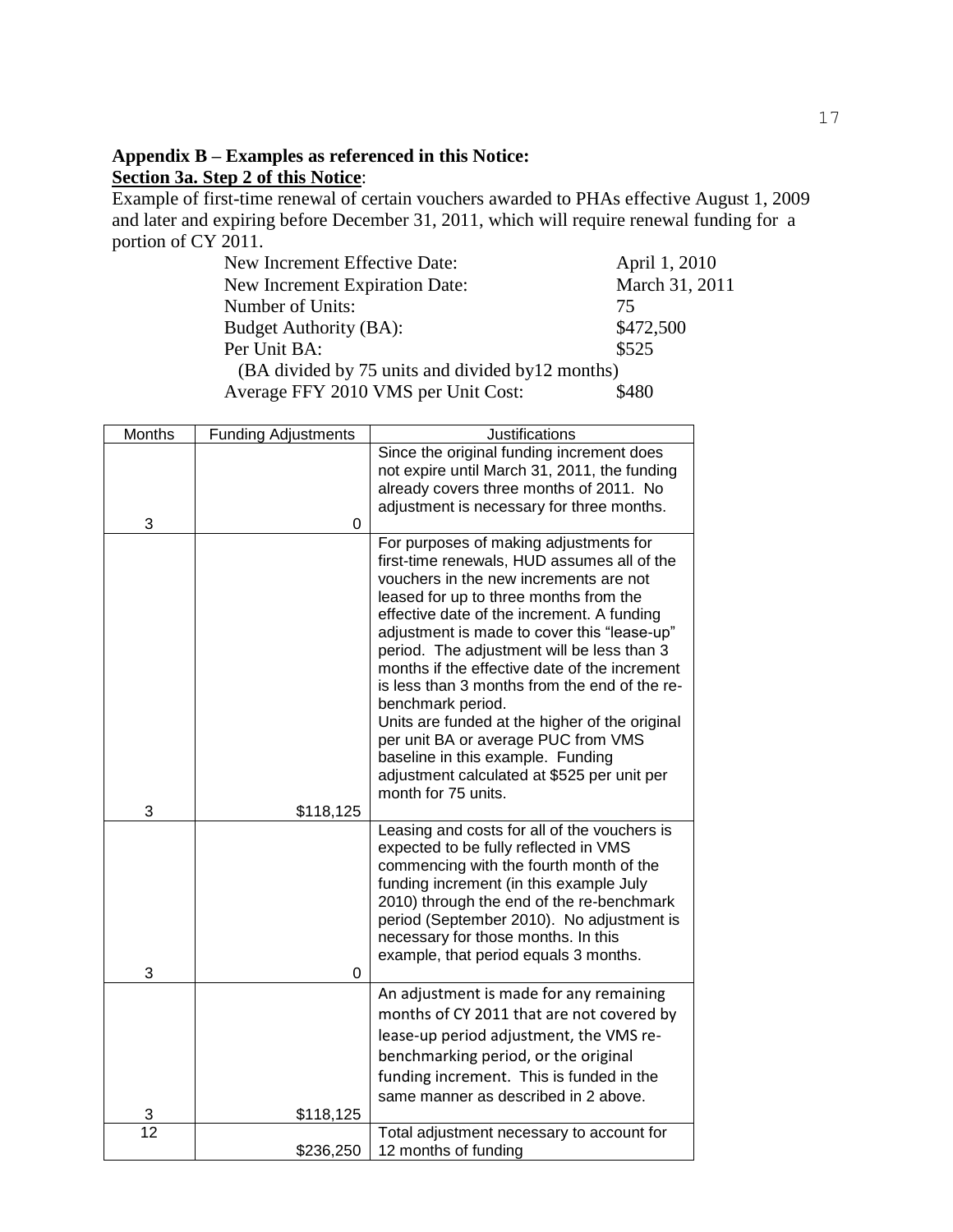**Appendix B – Examples as referenced in this Notice:**

**<u>Section 3a. Step 2 of this Notice</u>**:

Example of first-time renewal of certain vouchers awarded to PHAs effective August 1, 2009 and later and expiring before December 31, 2011, which will require renewal funding for a portion of CY 2011.

| | |
|---|---|
| New Increment Effective Date: | April 1, 2010 |
| New Increment Expiration Date: | March 31, 2011 |
| Number of Units: | 75 |
| Budget Authority (BA): | $472,500 |
| Per Unit BA: | $525 |
| (BA divided by 75 units and divided by12 months) | |
| Average FFY 2010 VMS per Unit Cost: | $480 |

| Months | Funding Adjustments | Justifications |
|---|---|---|
| 3 | 0 | Since the original funding increment does not expire until March 31, 2011, the funding already covers three months of 2011. No adjustment is necessary for three months. |
| 3 | $118,125 | For purposes of making adjustments for first-time renewals, HUD assumes all of the vouchers in the new increments are not leased for up to three months from the effective date of the increment. A funding adjustment is made to cover this "lease-up" period. The adjustment will be less than 3 months if the effective date of the increment is less than 3 months from the end of the re-benchmark period. Units are funded at the higher of the original per unit BA or average PUC from VMS baseline in this example. Funding adjustment calculated at $525 per unit per month for 75 units. |
| 3 | 0 | Leasing and costs for all of the vouchers is expected to be fully reflected in VMS commencing with the fourth month of the funding increment (in this example July 2010) through the end of the re-benchmark period (September 2010). No adjustment is necessary for those months. In this example, that period equals 3 months. |
| 3 | $118,125 | An adjustment is made for any remaining months of CY 2011 that are not covered by lease-up period adjustment, the VMS re-benchmarking period, or the original funding increment. This is funded in the same manner as described in 2 above. |
| 12 | $236,250 | Total adjustment necessary to account for 12 months of funding |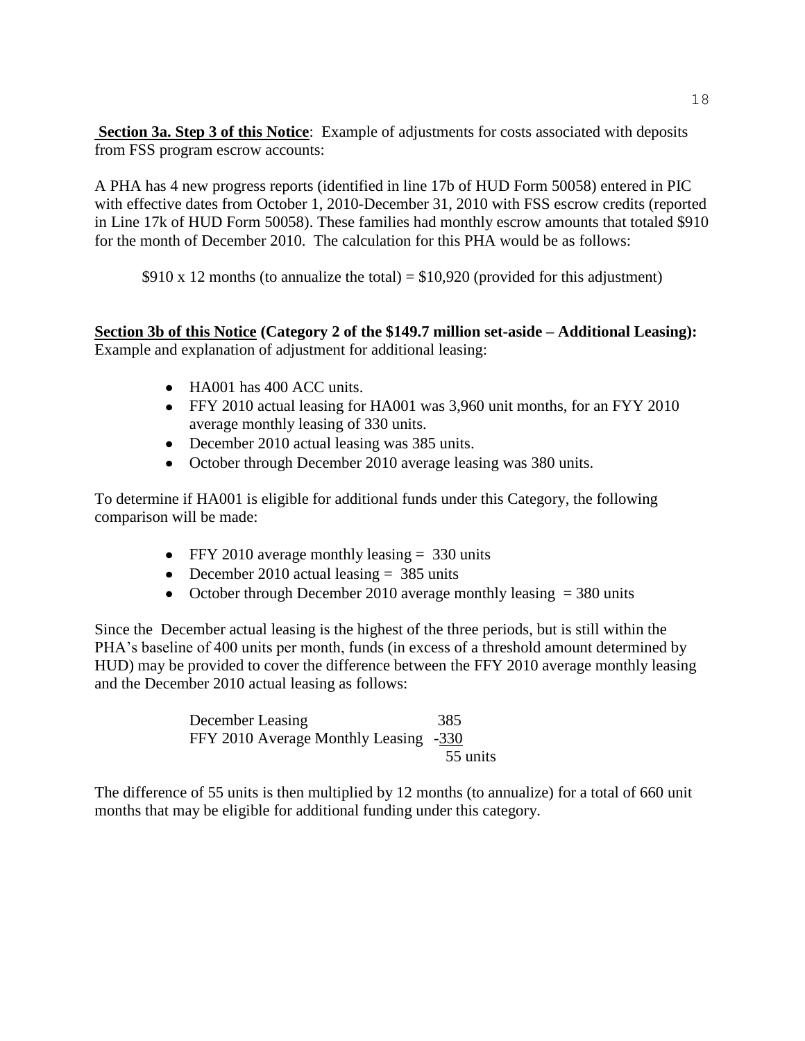**<u>Section 3a. Step 3 of this Notice</u>**: Example of adjustments for costs associated with deposits from FSS program escrow accounts:

A PHA has 4 new progress reports (identified in line 17b of HUD Form 50058) entered in PIC with effective dates from October 1, 2010-December 31, 2010 with FSS escrow credits (reported in Line 17k of HUD Form 50058). These families had monthly escrow amounts that totaled $910 for the month of December 2010. The calculation for this PHA would be as follows:

$910 x 12 months (to annualize the total) = $10,920 (provided for this adjustment)

**<u>Section 3b of this Notice</u> (Category 2 of the $149.7 million set-aside – Additional Leasing):** Example and explanation of adjustment for additional leasing:

- HA001 has 400 ACC units.
- FFY 2010 actual leasing for HA001 was 3,960 unit months, for an FYY 2010 average monthly leasing of 330 units.
- December 2010 actual leasing was 385 units.
- October through December 2010 average leasing was 380 units.

To determine if HA001 is eligible for additional funds under this Category, the following comparison will be made:

- FFY 2010 average monthly leasing = 330 units
- December 2010 actual leasing = 385 units
- October through December 2010 average monthly leasing = 380 units

Since the December actual leasing is the highest of the three periods, but is still within the PHA's baseline of 400 units per month, funds (in excess of a threshold amount determined by HUD) may be provided to cover the difference between the FFY 2010 average monthly leasing and the December 2010 actual leasing as follows:

| | |
|---|---|
| December Leasing | 385 |
| FFY 2010 Average Monthly Leasing | -<u>330</u> |
| | 55 units |

The difference of 55 units is then multiplied by 12 months (to annualize) for a total of 660 unit months that may be eligible for additional funding under this category.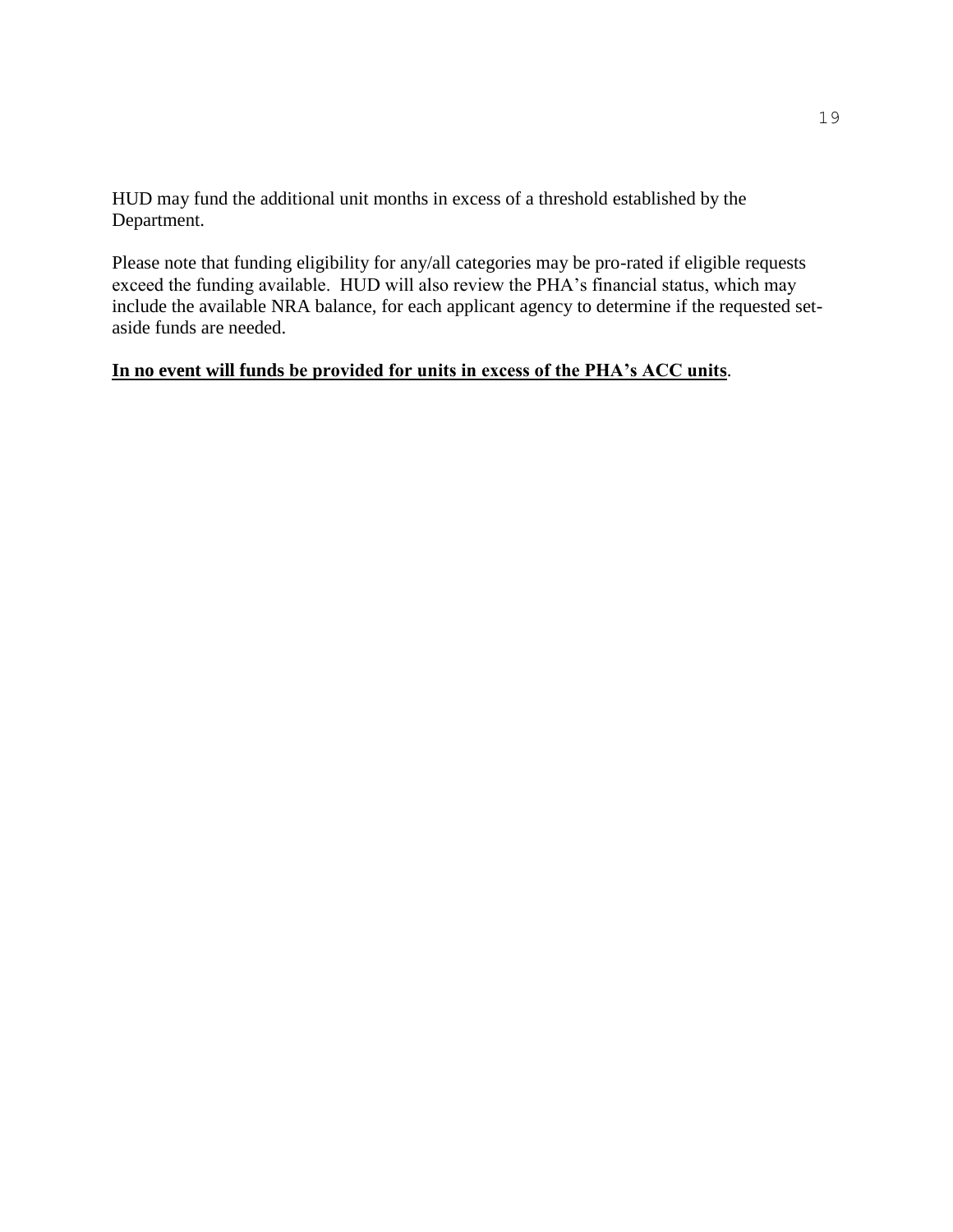HUD may fund the additional unit months in excess of a threshold established by the Department.

Please note that funding eligibility for any/all categories may be pro-rated if eligible requests exceed the funding available. HUD will also review the PHA's financial status, which may include the available NRA balance, for each applicant agency to determine if the requested set-aside funds are needed.

<u>**In no event will funds be provided for units in excess of the PHA's ACC units**</u>.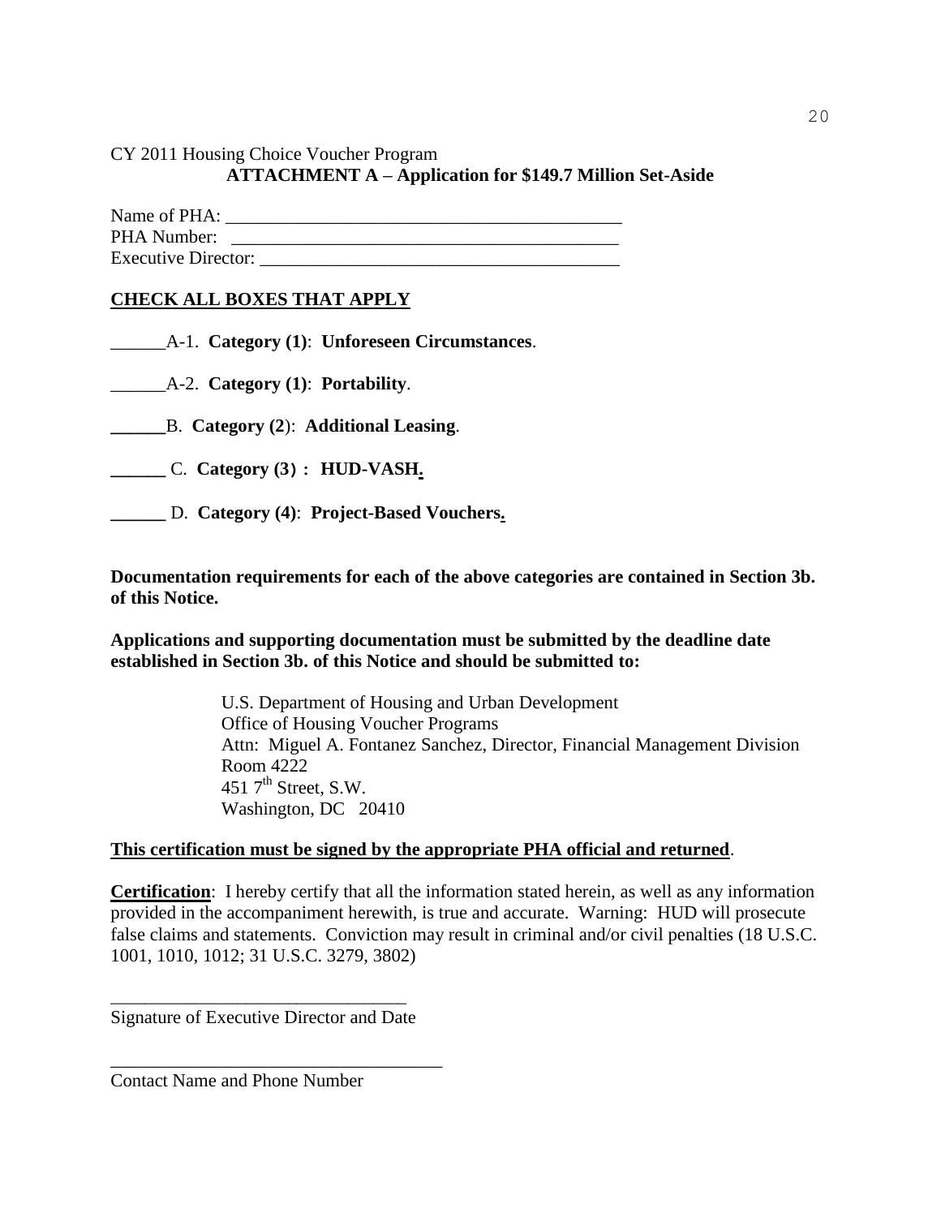CY 2011 Housing Choice Voucher Program

**ATTACHMENT A – Application for $149.7 Million Set-Aside**

Name of PHA: ____________________________________________

PHA Number: ____________________________________________

Executive Director: ________________________________________

**<u>CHECK ALL BOXES THAT APPLY</u>**

______A-1. **Category (1)**: **Unforeseen Circumstances**.

______A-2. **Category (1)**: **Portability**.

**______**B. **Category (2)**: **Additional Leasing**.

**______** C. **Category (3) : HUD-VASH.**

**______** D. **Category (4)**: **Project-Based Vouchers.**

**Documentation requirements for each of the above categories are contained in Section 3b. of this Notice.**

**Applications and supporting documentation must be submitted by the deadline date established in Section 3b. of this Notice and should be submitted to:**

U.S. Department of Housing and Urban Development
Office of Housing Voucher Programs
Attn: Miguel A. Fontanez Sanchez, Director, Financial Management Division
Room 4222
451 7th Street, S.W.
Washington, DC 20410

**<u>This certification must be signed by the appropriate PHA official and returned</u>**.

**<u>Certification</u>**: I hereby certify that all the information stated herein, as well as any information provided in the accompaniment herewith, is true and accurate. Warning: HUD will prosecute false claims and statements. Conviction may result in criminal and/or civil penalties (18 U.S.C. 1001, 1010, 1012; 31 U.S.C. 3279, 3802)

_________________________________

Signature of Executive Director and Date

_____________________________________

Contact Name and Phone Number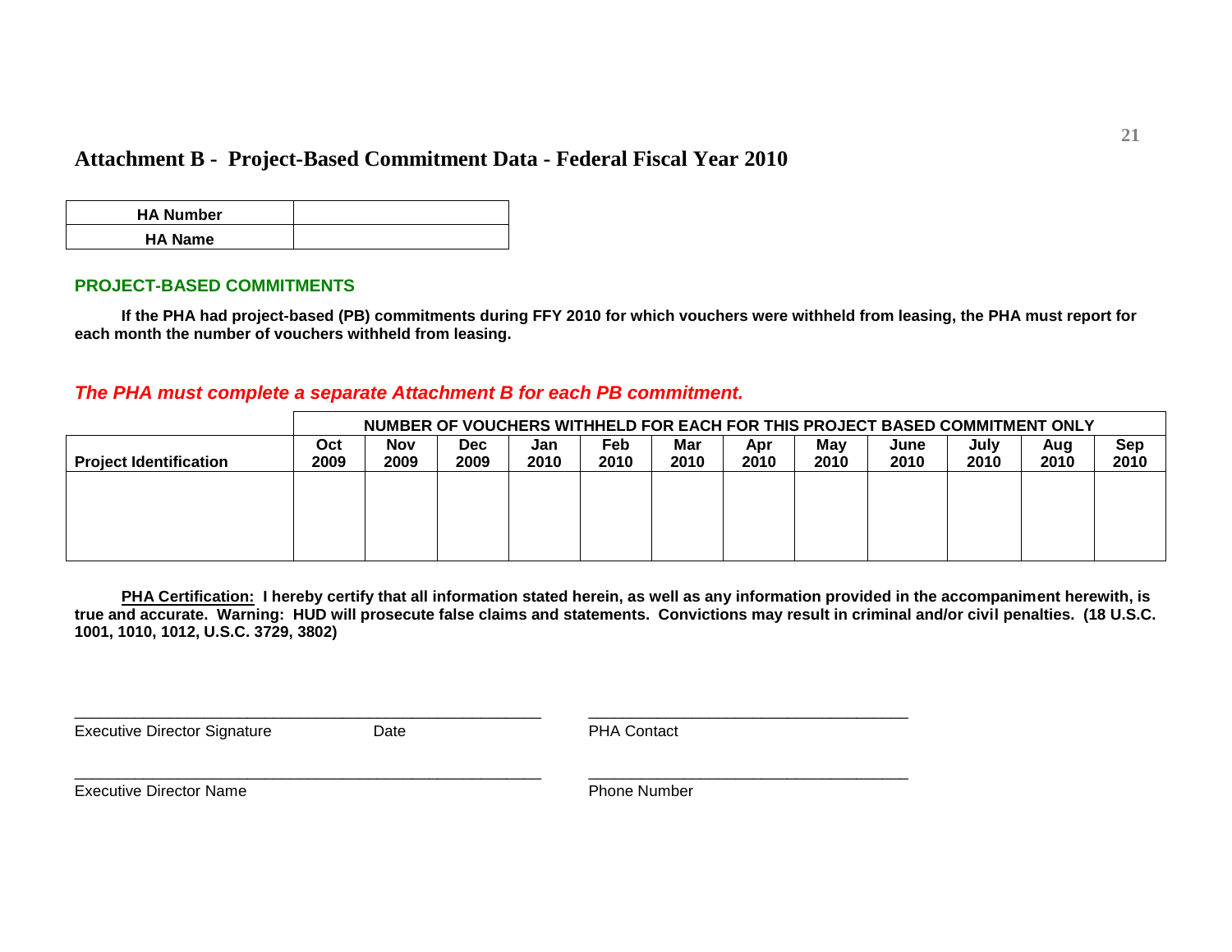# Attachment B - Project-Based Commitment Data - Federal Fiscal Year 2010

| | |
|---|---|
| **HA Number** | |
| **HA Name** | |

## PROJECT-BASED COMMITMENTS

**If the PHA had project-based (PB) commitments during FFY 2010 for which vouchers were withheld from leasing, the PHA must report for each month the number of vouchers withheld from leasing.**

***The PHA must complete a separate Attachment B for each PB commitment.***

| | NUMBER OF VOUCHERS WITHHELD FOR EACH FOR THIS PROJECT BASED COMMITMENT ONLY | | | | | | | | | | | |
|---|---|---|---|---|---|---|---|---|---|---|---|---|
| **Project Identification** | **Oct 2009** | **Nov 2009** | **Dec 2009** | **Jan 2010** | **Feb 2010** | **Mar 2010** | **Apr 2010** | **May 2010** | **June 2010** | **July 2010** | **Aug 2010** | **Sep 2010** |
| | | | | | | | | | | | | |

**<u>PHA Certification:</u> I hereby certify that all information stated herein, as well as any information provided in the accompaniment herewith, is true and accurate. Warning: HUD will prosecute false claims and statements. Convictions may result in criminal and/or civil penalties. (18 U.S.C. 1001, 1010, 1012, U.S.C. 3729, 3802)**

_______________________________________________________ Executive Director Signature Date

_____________________________________ PHA Contact

_______________________________________________________ Executive Director Name

_____________________________________ Phone Number